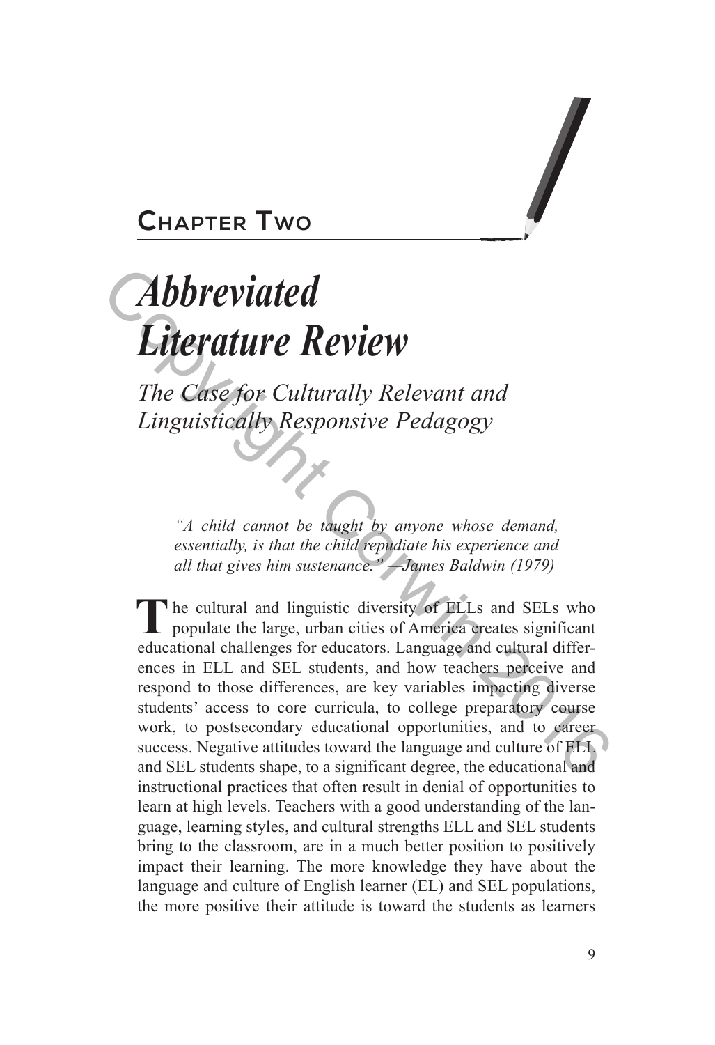## Chapter Two

# *Abbreviated Literature Review*

## *The Case for Culturally Relevant and Linguistically Responsive Pedagogy*

> *"A child cannot be taught by anyone whose demand, essentially, is that the child repudiate his experience and all that gives him sustenance." —James Baldwin (1979)*

The cultural and linguistic diversity of ELLs and SELs who populate the large, urban cities of America creates significant educational challenges for educators. Language and cultural differences in ELL and SEL students, and how teachers perceive and respond to those differences, are key variables impacting diverse students' access to core curricula, to college preparatory course work, to postsecondary educational opportunities, and to career success. Negative attitudes toward the language and culture of ELL and SEL students shape, to a significant degree, the educational and instructional practices that often result in denial of opportunities to learn at high levels. Teachers with a good understanding of the language, learning styles, and cultural strengths ELL and SEL students bring to the classroom, are in a much better position to positively impact their learning. The more knowledge they have about the language and culture of English learner (EL) and SEL populations, the more positive their attitude is toward the students as learners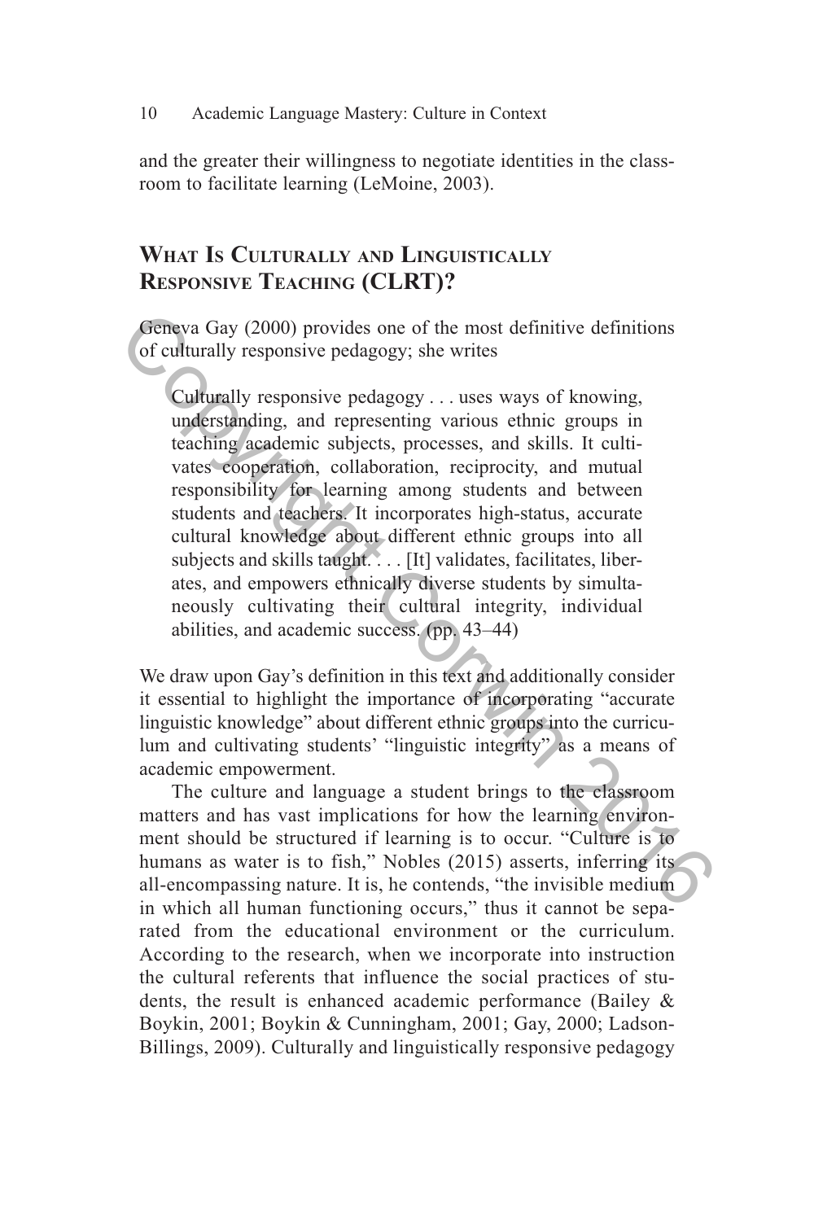and the greater their willingness to negotiate identities in the classroom to facilitate learning (LeMoine, 2003).

## What Is Culturally and Linguistically Responsive Teaching (CLRT)?

Geneva Gay (2000) provides one of the most definitive definitions of culturally responsive pedagogy; she writes

> Culturally responsive pedagogy . . . uses ways of knowing, understanding, and representing various ethnic groups in teaching academic subjects, processes, and skills. It cultivates cooperation, collaboration, reciprocity, and mutual responsibility for learning among students and between students and teachers. It incorporates high-status, accurate cultural knowledge about different ethnic groups into all subjects and skills taught. . . . [It] validates, facilitates, liberates, and empowers ethnically diverse students by simultaneously cultivating their cultural integrity, individual abilities, and academic success. (pp. 43–44)

We draw upon Gay's definition in this text and additionally consider it essential to highlight the importance of incorporating "accurate linguistic knowledge" about different ethnic groups into the curriculum and cultivating students' "linguistic integrity" as a means of academic empowerment.

The culture and language a student brings to the classroom matters and has vast implications for how the learning environment should be structured if learning is to occur. "Culture is to humans as water is to fish," Nobles (2015) asserts, inferring its all-encompassing nature. It is, he contends, "the invisible medium in which all human functioning occurs," thus it cannot be separated from the educational environment or the curriculum. According to the research, when we incorporate into instruction the cultural referents that influence the social practices of students, the result is enhanced academic performance (Bailey & Boykin, 2001; Boykin & Cunningham, 2001; Gay, 2000; Ladson-Billings, 2009). Culturally and linguistically responsive pedagogy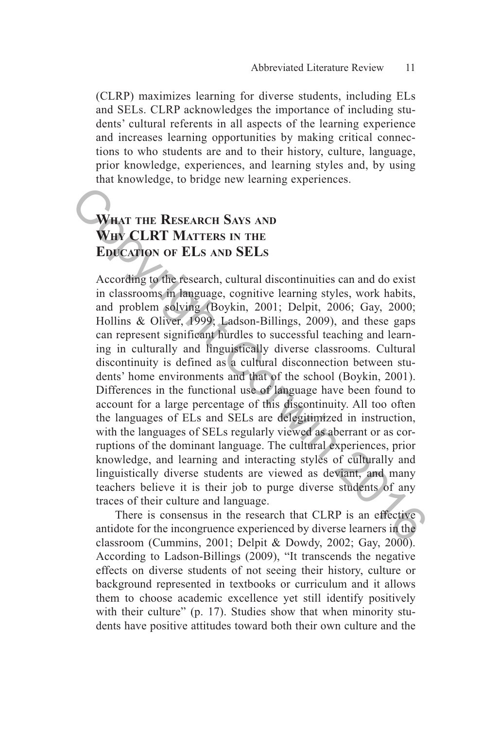(CLRP) maximizes learning for diverse students, including ELs and SELs. CLRP acknowledges the importance of including students' cultural referents in all aspects of the learning experience and increases learning opportunities by making critical connections to who students are and to their history, culture, language, prior knowledge, experiences, and learning styles and, by using that knowledge, to bridge new learning experiences.

## What the Research Says and Why CLRT Matters in the Education of ELs and SELs

According to the research, cultural discontinuities can and do exist in classrooms in language, cognitive learning styles, work habits, and problem solving (Boykin, 2001; Delpit, 2006; Gay, 2000; Hollins & Oliver, 1999; Ladson-Billings, 2009), and these gaps can represent significant hurdles to successful teaching and learning in culturally and linguistically diverse classrooms. Cultural discontinuity is defined as a cultural disconnection between students' home environments and that of the school (Boykin, 2001). Differences in the functional use of language have been found to account for a large percentage of this discontinuity. All too often the languages of ELs and SELs are delegitimized in instruction, with the languages of SELs regularly viewed as aberrant or as corruptions of the dominant language. The cultural experiences, prior knowledge, and learning and interacting styles of culturally and linguistically diverse students are viewed as deviant, and many teachers believe it is their job to purge diverse students of any traces of their culture and language.

There is consensus in the research that CLRP is an effective antidote for the incongruence experienced by diverse learners in the classroom (Cummins, 2001; Delpit & Dowdy, 2002; Gay, 2000). According to Ladson-Billings (2009), "It transcends the negative effects on diverse students of not seeing their history, culture or background represented in textbooks or curriculum and it allows them to choose academic excellence yet still identify positively with their culture" (p. 17). Studies show that when minority students have positive attitudes toward both their own culture and the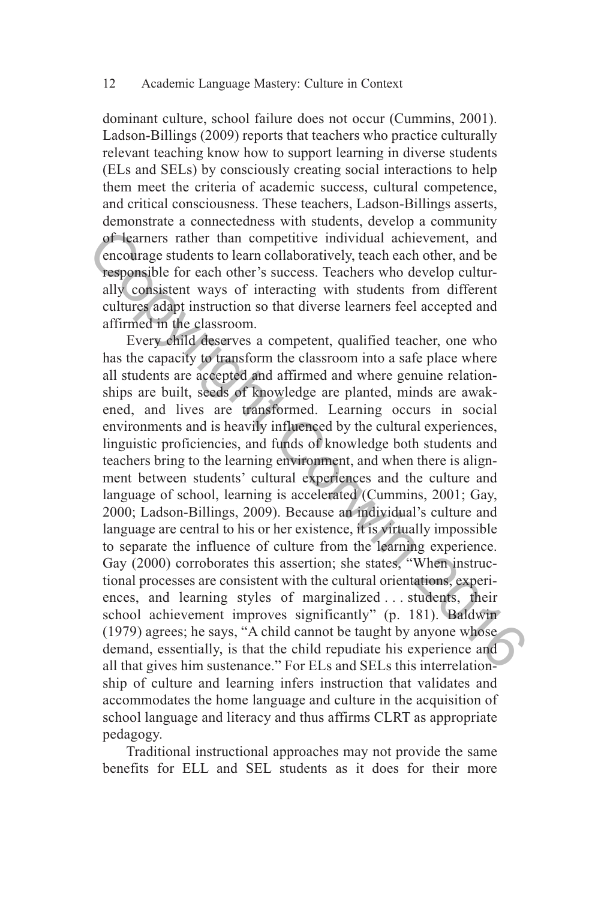dominant culture, school failure does not occur (Cummins, 2001). Ladson-Billings (2009) reports that teachers who practice culturally relevant teaching know how to support learning in diverse students (ELs and SELs) by consciously creating social interactions to help them meet the criteria of academic success, cultural competence, and critical consciousness. These teachers, Ladson-Billings asserts, demonstrate a connectedness with students, develop a community of learners rather than competitive individual achievement, and encourage students to learn collaboratively, teach each other, and be responsible for each other's success. Teachers who develop culturally consistent ways of interacting with students from different cultures adapt instruction so that diverse learners feel accepted and affirmed in the classroom.

Every child deserves a competent, qualified teacher, one who has the capacity to transform the classroom into a safe place where all students are accepted and affirmed and where genuine relationships are built, seeds of knowledge are planted, minds are awakened, and lives are transformed. Learning occurs in social environments and is heavily influenced by the cultural experiences, linguistic proficiencies, and funds of knowledge both students and teachers bring to the learning environment, and when there is alignment between students' cultural experiences and the culture and language of school, learning is accelerated (Cummins, 2001; Gay, 2000; Ladson-Billings, 2009). Because an individual's culture and language are central to his or her existence, it is virtually impossible to separate the influence of culture from the learning experience. Gay (2000) corroborates this assertion; she states, "When instructional processes are consistent with the cultural orientations, experiences, and learning styles of marginalized . . . students, their school achievement improves significantly" (p. 181). Baldwin (1979) agrees; he says, "A child cannot be taught by anyone whose demand, essentially, is that the child repudiate his experience and all that gives him sustenance." For ELs and SELs this interrelationship of culture and learning infers instruction that validates and accommodates the home language and culture in the acquisition of school language and literacy and thus affirms CLRT as appropriate pedagogy.

Traditional instructional approaches may not provide the same benefits for ELL and SEL students as it does for their more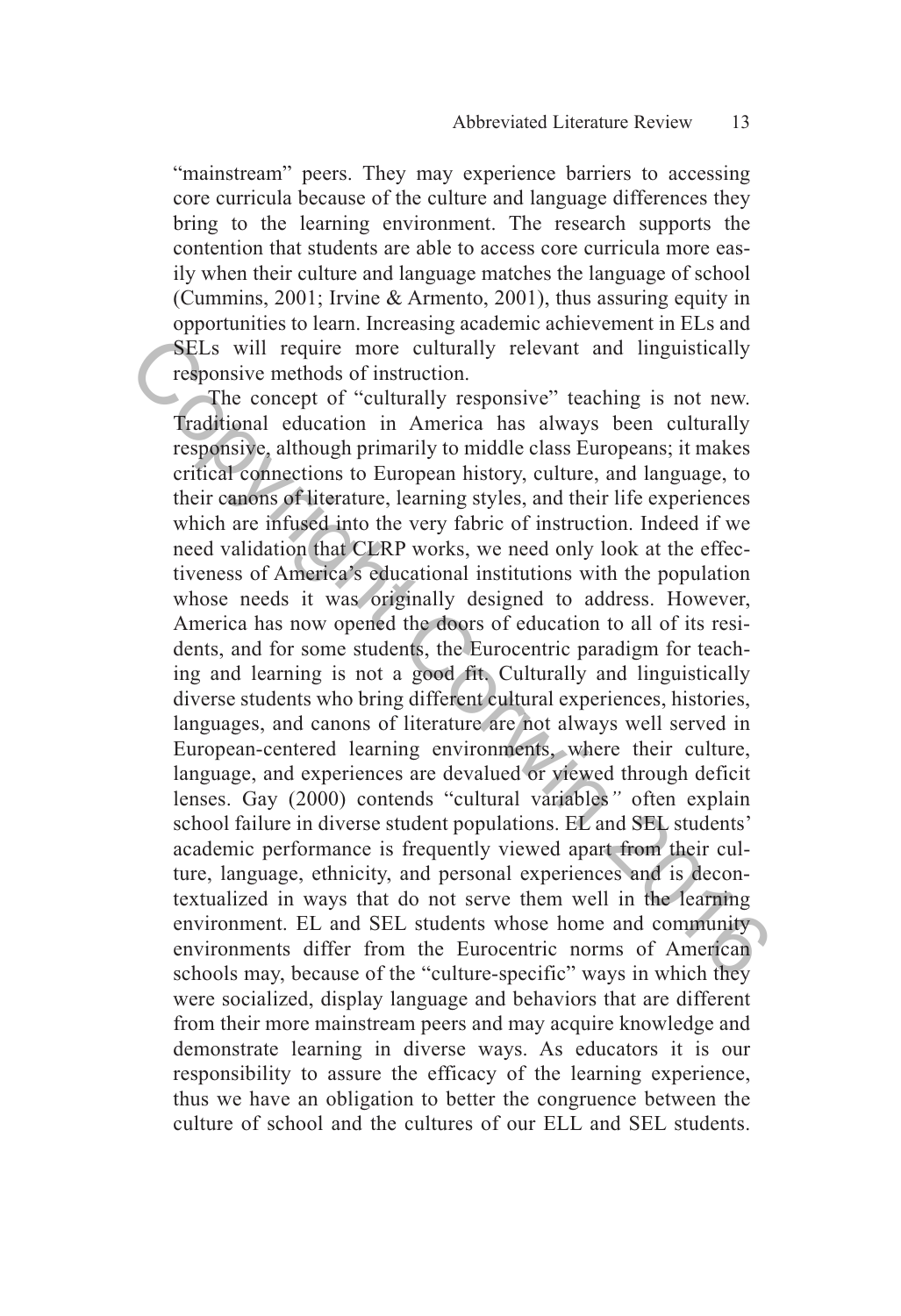"mainstream" peers. They may experience barriers to accessing core curricula because of the culture and language differences they bring to the learning environment. The research supports the contention that students are able to access core curricula more easily when their culture and language matches the language of school (Cummins, 2001; Irvine & Armento, 2001), thus assuring equity in opportunities to learn. Increasing academic achievement in ELs and SELs will require more culturally relevant and linguistically responsive methods of instruction.

The concept of "culturally responsive" teaching is not new. Traditional education in America has always been culturally responsive, although primarily to middle class Europeans; it makes critical connections to European history, culture, and language, to their canons of literature, learning styles, and their life experiences which are infused into the very fabric of instruction. Indeed if we need validation that CLRP works, we need only look at the effectiveness of America's educational institutions with the population whose needs it was originally designed to address. However, America has now opened the doors of education to all of its residents, and for some students, the Eurocentric paradigm for teaching and learning is not a good fit. Culturally and linguistically diverse students who bring different cultural experiences, histories, languages, and canons of literature are not always well served in European-centered learning environments, where their culture, language, and experiences are devalued or viewed through deficit lenses. Gay (2000) contends "cultural variables" often explain school failure in diverse student populations. EL and SEL students' academic performance is frequently viewed apart from their culture, language, ethnicity, and personal experiences and is decontextualized in ways that do not serve them well in the learning environment. EL and SEL students whose home and community environments differ from the Eurocentric norms of American schools may, because of the "culture-specific" ways in which they were socialized, display language and behaviors that are different from their more mainstream peers and may acquire knowledge and demonstrate learning in diverse ways. As educators it is our responsibility to assure the efficacy of the learning experience, thus we have an obligation to better the congruence between the culture of school and the cultures of our ELL and SEL students.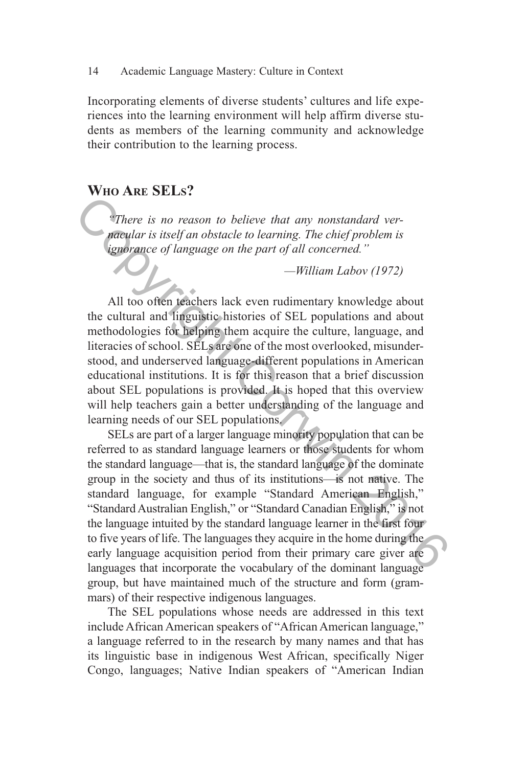Incorporating elements of diverse students' cultures and life experiences into the learning environment will help affirm diverse students as members of the learning community and acknowledge their contribution to the learning process.

## Who Are SELs?

> *"There is no reason to believe that any nonstandard vernacular is itself an obstacle to learning. The chief problem is ignorance of language on the part of all concerned."*
>
> *—William Labov (1972)*

All too often teachers lack even rudimentary knowledge about the cultural and linguistic histories of SEL populations and about methodologies for helping them acquire the culture, language, and literacies of school. SELs are one of the most overlooked, misunderstood, and underserved language-different populations in American educational institutions. It is for this reason that a brief discussion about SEL populations is provided. It is hoped that this overview will help teachers gain a better understanding of the language and learning needs of our SEL populations.

SELs are part of a larger language minority population that can be referred to as standard language learners or those students for whom the standard language—that is, the standard language of the dominate group in the society and thus of its institutions—is not native. The standard language, for example "Standard American English," "Standard Australian English," or "Standard Canadian English," is not the language intuited by the standard language learner in the first four to five years of life. The languages they acquire in the home during the early language acquisition period from their primary care giver are languages that incorporate the vocabulary of the dominant language group, but have maintained much of the structure and form (grammars) of their respective indigenous languages.

The SEL populations whose needs are addressed in this text include African American speakers of "African American language," a language referred to in the research by many names and that has its linguistic base in indigenous West African, specifically Niger Congo, languages; Native Indian speakers of "American Indian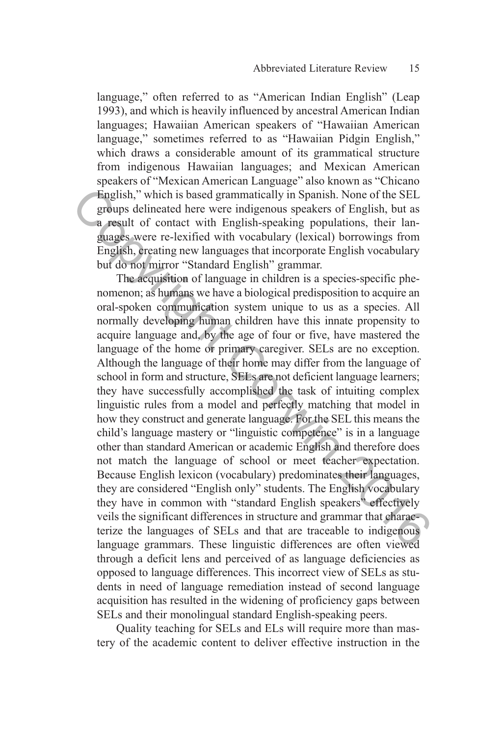language," often referred to as "American Indian English" (Leap 1993), and which is heavily influenced by ancestral American Indian languages; Hawaiian American speakers of "Hawaiian American language," sometimes referred to as "Hawaiian Pidgin English," which draws a considerable amount of its grammatical structure from indigenous Hawaiian languages; and Mexican American speakers of "Mexican American Language" also known as "Chicano English," which is based grammatically in Spanish. None of the SEL groups delineated here were indigenous speakers of English, but as a result of contact with English-speaking populations, their languages were re-lexified with vocabulary (lexical) borrowings from English, creating new languages that incorporate English vocabulary but do not mirror "Standard English" grammar.

The acquisition of language in children is a species-specific phenomenon; as humans we have a biological predisposition to acquire an oral-spoken communication system unique to us as a species. All normally developing human children have this innate propensity to acquire language and, by the age of four or five, have mastered the language of the home or primary caregiver. SELs are no exception. Although the language of their home may differ from the language of school in form and structure, SELs are not deficient language learners; they have successfully accomplished the task of intuiting complex linguistic rules from a model and perfectly matching that model in how they construct and generate language. For the SEL this means the child's language mastery or "linguistic competence" is in a language other than standard American or academic English and therefore does not match the language of school or meet teacher expectation. Because English lexicon (vocabulary) predominates their languages, they are considered "English only" students. The English vocabulary they have in common with "standard English speakers" effectively veils the significant differences in structure and grammar that characterize the languages of SELs and that are traceable to indigenous language grammars. These linguistic differences are often viewed through a deficit lens and perceived of as language deficiencies as opposed to language differences. This incorrect view of SELs as students in need of language remediation instead of second language acquisition has resulted in the widening of proficiency gaps between SELs and their monolingual standard English-speaking peers.

Quality teaching for SELs and ELs will require more than mastery of the academic content to deliver effective instruction in the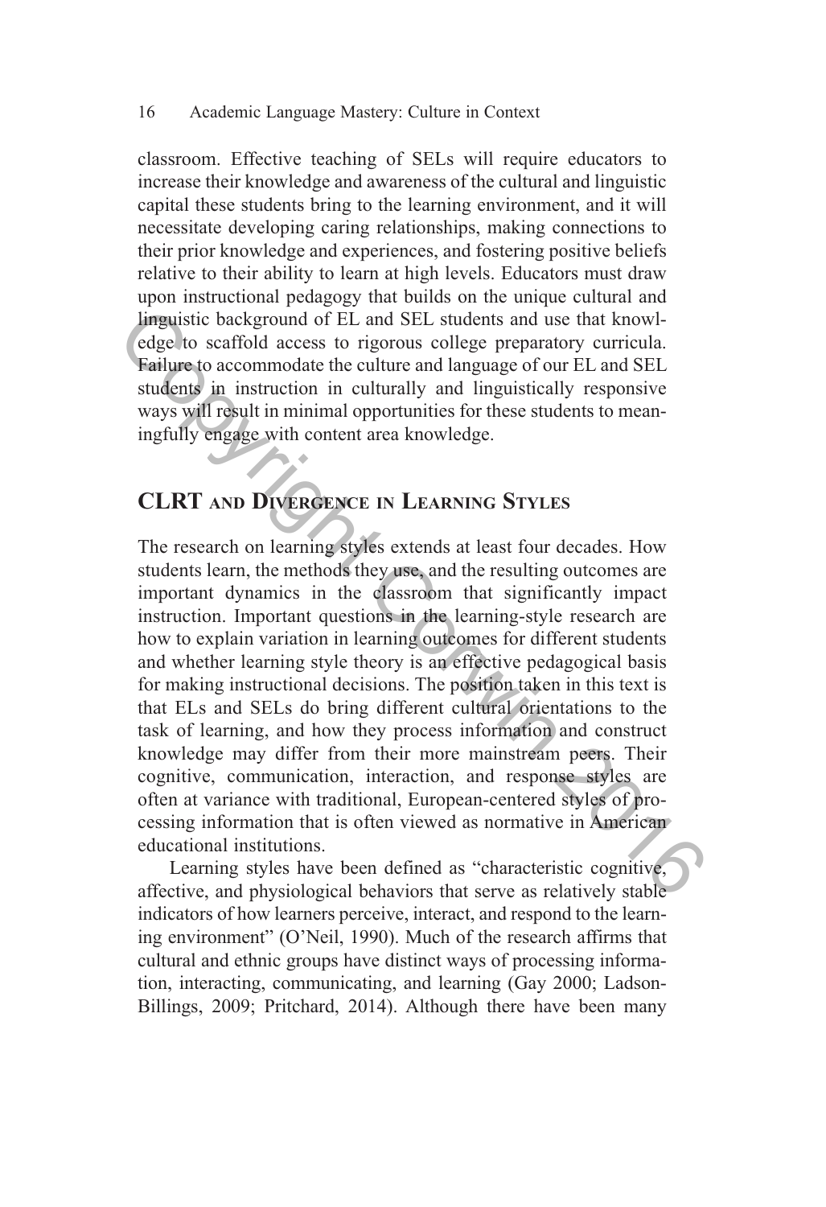classroom. Effective teaching of SELs will require educators to increase their knowledge and awareness of the cultural and linguistic capital these students bring to the learning environment, and it will necessitate developing caring relationships, making connections to their prior knowledge and experiences, and fostering positive beliefs relative to their ability to learn at high levels. Educators must draw upon instructional pedagogy that builds on the unique cultural and linguistic background of EL and SEL students and use that knowledge to scaffold access to rigorous college preparatory curricula. Failure to accommodate the culture and language of our EL and SEL students in instruction in culturally and linguistically responsive ways will result in minimal opportunities for these students to meaningfully engage with content area knowledge.

## CLRT and Divergence in Learning Styles

The research on learning styles extends at least four decades. How students learn, the methods they use, and the resulting outcomes are important dynamics in the classroom that significantly impact instruction. Important questions in the learning-style research are how to explain variation in learning outcomes for different students and whether learning style theory is an effective pedagogical basis for making instructional decisions. The position taken in this text is that ELs and SELs do bring different cultural orientations to the task of learning, and how they process information and construct knowledge may differ from their more mainstream peers. Their cognitive, communication, interaction, and response styles are often at variance with traditional, European-centered styles of processing information that is often viewed as normative in American educational institutions.

Learning styles have been defined as "characteristic cognitive, affective, and physiological behaviors that serve as relatively stable indicators of how learners perceive, interact, and respond to the learning environment" (O'Neil, 1990). Much of the research affirms that cultural and ethnic groups have distinct ways of processing information, interacting, communicating, and learning (Gay 2000; Ladson-Billings, 2009; Pritchard, 2014). Although there have been many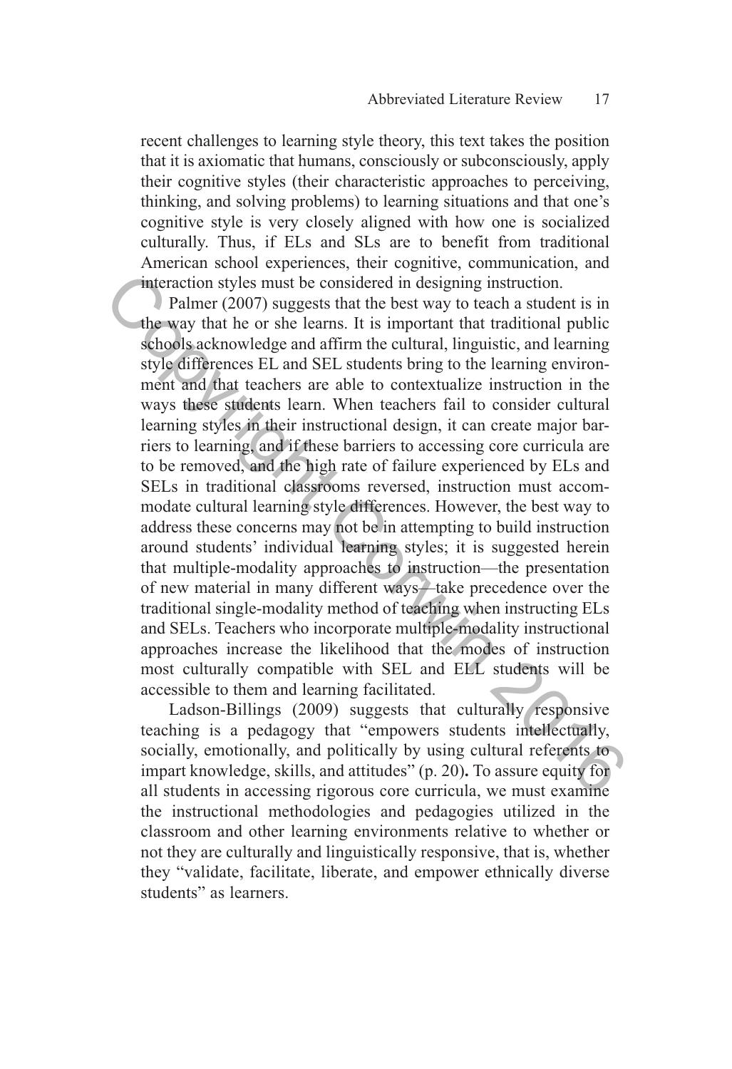recent challenges to learning style theory, this text takes the position that it is axiomatic that humans, consciously or subconsciously, apply their cognitive styles (their characteristic approaches to perceiving, thinking, and solving problems) to learning situations and that one's cognitive style is very closely aligned with how one is socialized culturally. Thus, if ELs and SLs are to benefit from traditional American school experiences, their cognitive, communication, and interaction styles must be considered in designing instruction.

Palmer (2007) suggests that the best way to teach a student is in the way that he or she learns. It is important that traditional public schools acknowledge and affirm the cultural, linguistic, and learning style differences EL and SEL students bring to the learning environment and that teachers are able to contextualize instruction in the ways these students learn. When teachers fail to consider cultural learning styles in their instructional design, it can create major barriers to learning, and if these barriers to accessing core curricula are to be removed, and the high rate of failure experienced by ELs and SELs in traditional classrooms reversed, instruction must accommodate cultural learning style differences. However, the best way to address these concerns may not be in attempting to build instruction around students' individual learning styles; it is suggested herein that multiple-modality approaches to instruction—the presentation of new material in many different ways—take precedence over the traditional single-modality method of teaching when instructing ELs and SELs. Teachers who incorporate multiple-modality instructional approaches increase the likelihood that the modes of instruction most culturally compatible with SEL and ELL students will be accessible to them and learning facilitated.

Ladson-Billings (2009) suggests that culturally responsive teaching is a pedagogy that "empowers students intellectually, socially, emotionally, and politically by using cultural referents to impart knowledge, skills, and attitudes" (p. 20). To assure equity for all students in accessing rigorous core curricula, we must examine the instructional methodologies and pedagogies utilized in the classroom and other learning environments relative to whether or not they are culturally and linguistically responsive, that is, whether they "validate, facilitate, liberate, and empower ethnically diverse students" as learners.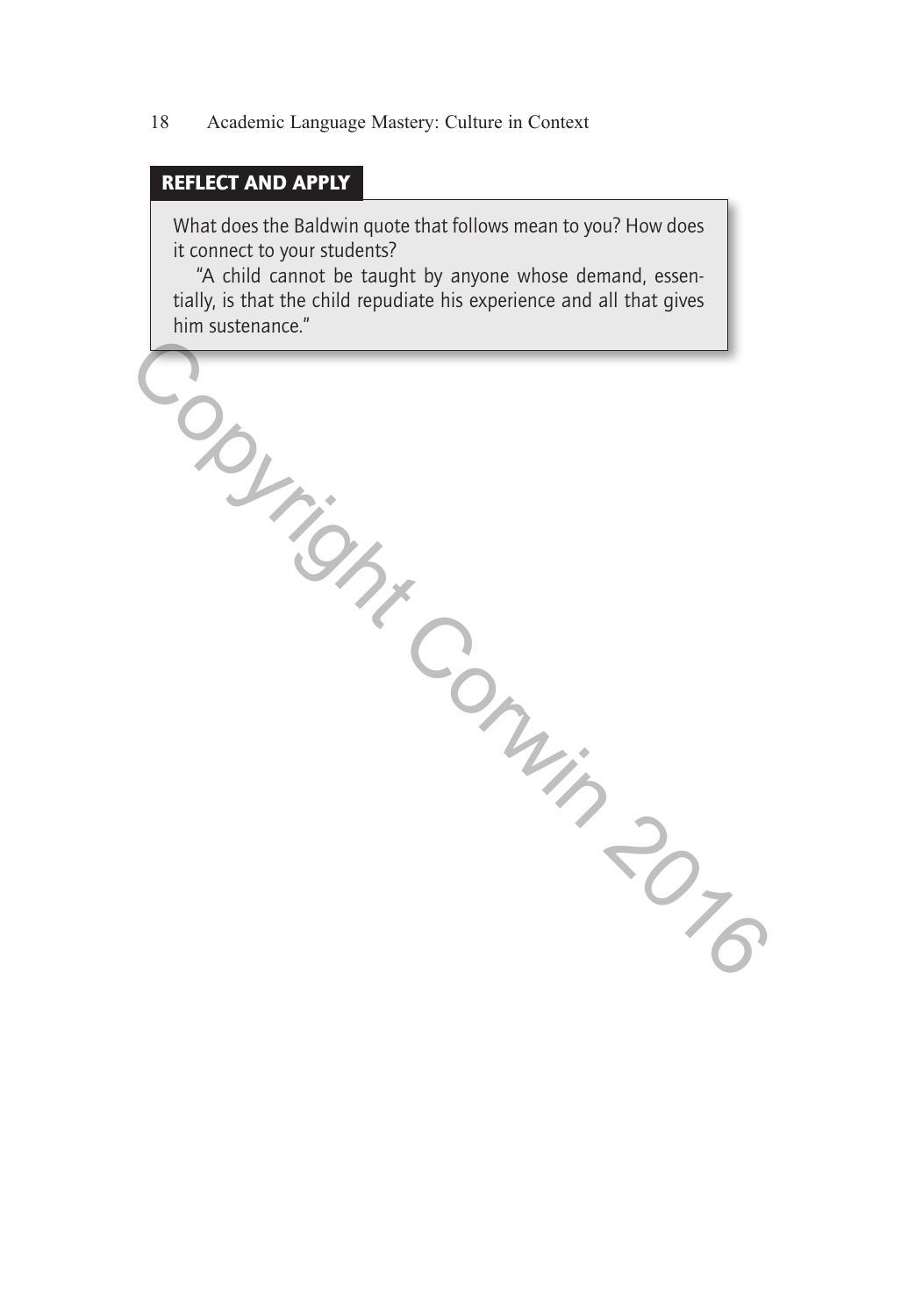## REFLECT AND APPLY

What does the Baldwin quote that follows mean to you? How does it connect to your students?

"A child cannot be taught by anyone whose demand, essentially, is that the child repudiate his experience and all that gives him sustenance."